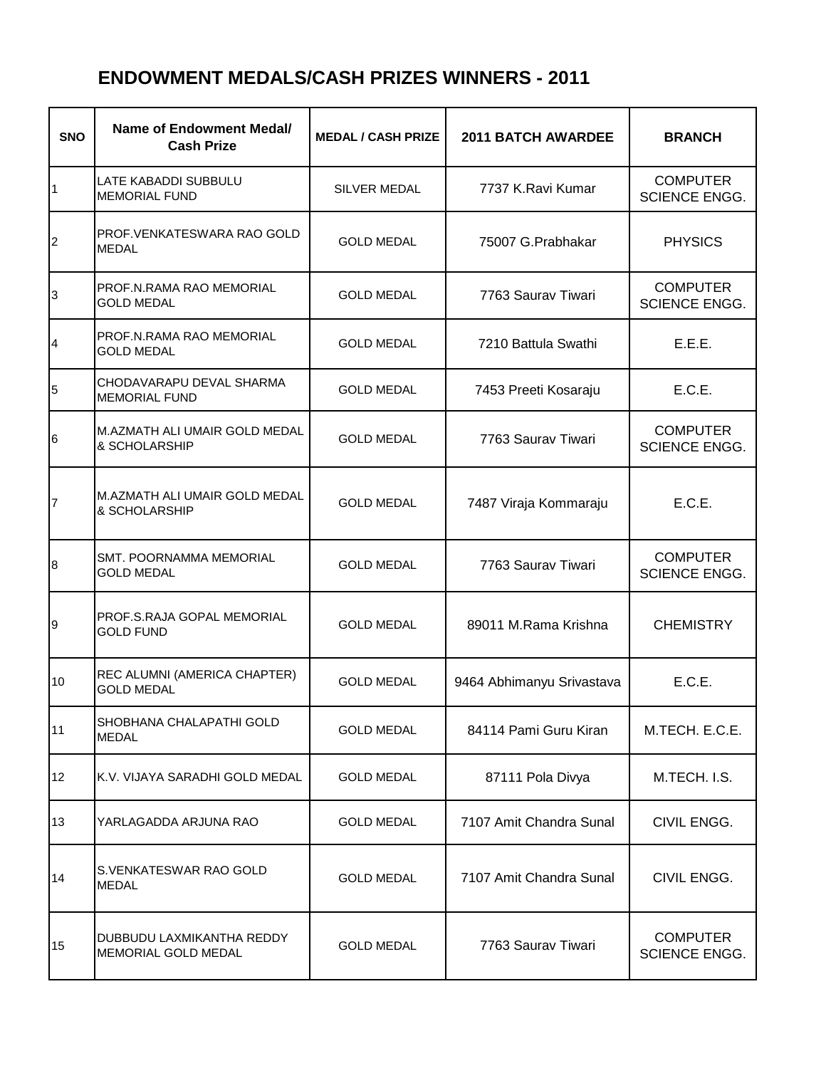# ENDOWMENT MEDALS/CASH PRIZES WINNERS - 2011

| SNO | Name of Endowment Medal/ Cash Prize | MEDAL / CASH PRIZE | 2011 BATCH AWARDEE | BRANCH |
|---|---|---|---|---|
| 1 | LATE KABADDI SUBBULU MEMORIAL FUND | SILVER MEDAL | 7737 K.Ravi Kumar | COMPUTER SCIENCE ENGG. |
| 2 | PROF.VENKATESWARA RAO GOLD MEDAL | GOLD MEDAL | 75007 G.Prabhakar | PHYSICS |
| 3 | PROF.N.RAMA RAO MEMORIAL GOLD MEDAL | GOLD MEDAL | 7763 Saurav Tiwari | COMPUTER SCIENCE ENGG. |
| 4 | PROF.N.RAMA RAO MEMORIAL GOLD MEDAL | GOLD MEDAL | 7210 Battula Swathi | E.E.E. |
| 5 | CHODAVARAPU DEVAL SHARMA MEMORIAL FUND | GOLD MEDAL | 7453 Preeti Kosaraju | E.C.E. |
| 6 | M.AZMATH ALI UMAIR GOLD MEDAL & SCHOLARSHIP | GOLD MEDAL | 7763 Saurav Tiwari | COMPUTER SCIENCE ENGG. |
| 7 | M.AZMATH ALI UMAIR GOLD MEDAL & SCHOLARSHIP | GOLD MEDAL | 7487 Viraja Kommaraju | E.C.E. |
| 8 | SMT. POORNAMMA MEMORIAL GOLD MEDAL | GOLD MEDAL | 7763 Saurav Tiwari | COMPUTER SCIENCE ENGG. |
| 9 | PROF.S.RAJA GOPAL MEMORIAL GOLD FUND | GOLD MEDAL | 89011 M.Rama Krishna | CHEMISTRY |
| 10 | REC ALUMNI (AMERICA CHAPTER) GOLD MEDAL | GOLD MEDAL | 9464 Abhimanyu Srivastava | E.C.E. |
| 11 | SHOBHANA CHALAPATHI GOLD MEDAL | GOLD MEDAL | 84114 Pami Guru Kiran | M.TECH. E.C.E. |
| 12 | K.V. VIJAYA SARADHI GOLD MEDAL | GOLD MEDAL | 87111 Pola Divya | M.TECH. I.S. |
| 13 | YARLAGADDA ARJUNA RAO | GOLD MEDAL | 7107 Amit Chandra Sunal | CIVIL ENGG. |
| 14 | S.VENKATESWAR RAO GOLD MEDAL | GOLD MEDAL | 7107 Amit Chandra Sunal | CIVIL ENGG. |
| 15 | DUBBUDU LAXMIKANTHA REDDY MEMORIAL GOLD MEDAL | GOLD MEDAL | 7763 Saurav Tiwari | COMPUTER SCIENCE ENGG. |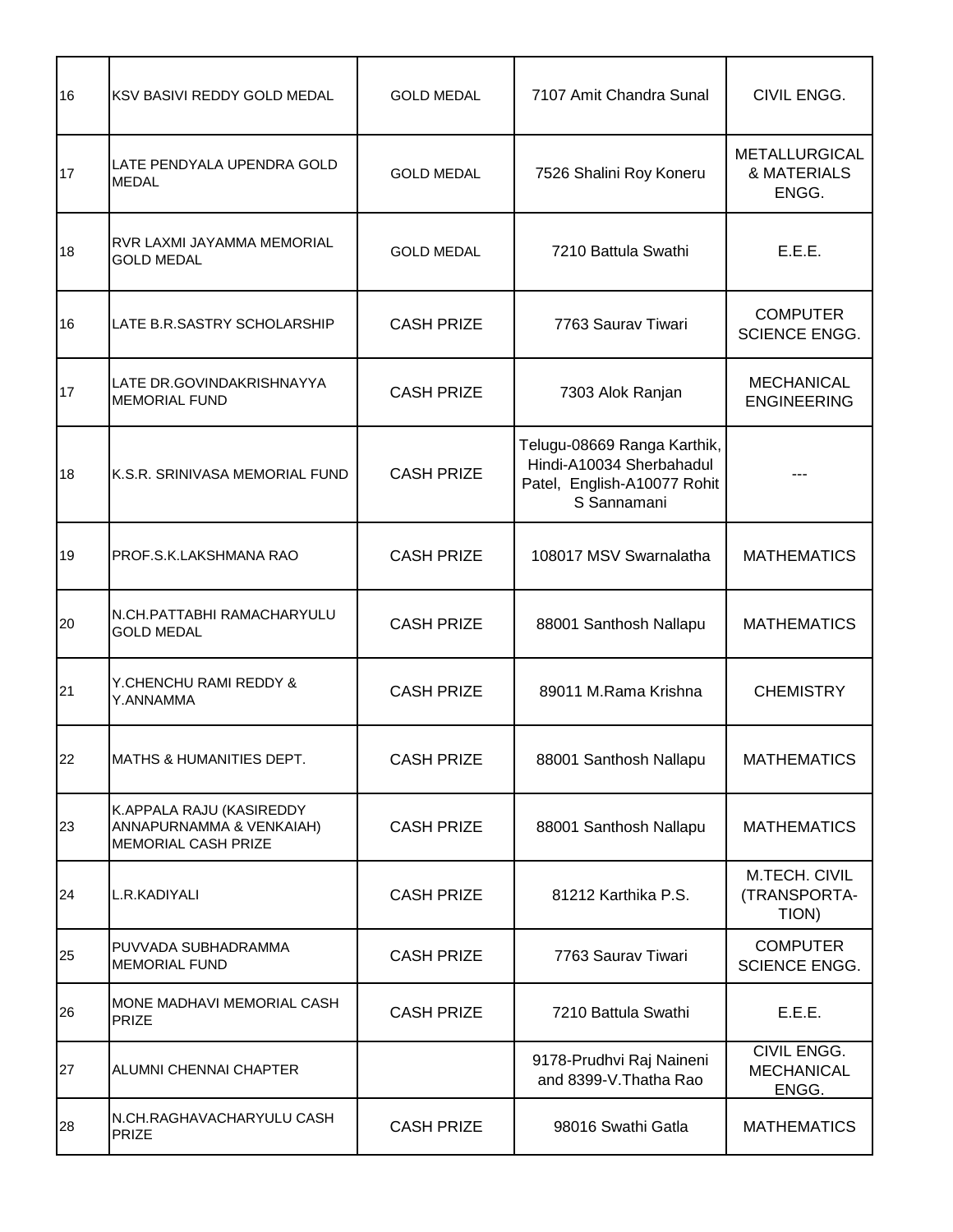| | | | | |
|---|---|---|---|---|
| 16 | KSV BASIVI REDDY GOLD MEDAL | GOLD MEDAL | 7107 Amit Chandra Sunal | CIVIL ENGG. |
| 17 | LATE PENDYALA UPENDRA GOLD MEDAL | GOLD MEDAL | 7526 Shalini Roy Koneru | METALLURGICAL & MATERIALS ENGG. |
| 18 | RVR LAXMI JAYAMMA MEMORIAL GOLD MEDAL | GOLD MEDAL | 7210 Battula Swathi | E.E.E. |
| 16 | LATE B.R.SASTRY SCHOLARSHIP | CASH PRIZE | 7763 Saurav Tiwari | COMPUTER SCIENCE ENGG. |
| 17 | LATE DR.GOVINDAKRISHNAYYA MEMORIAL FUND | CASH PRIZE | 7303 Alok Ranjan | MECHANICAL ENGINEERING |
| 18 | K.S.R. SRINIVASA MEMORIAL FUND | CASH PRIZE | Telugu-08669 Ranga Karthik, Hindi-A10034 Sherbahadul Patel, English-A10077 Rohit S Sannamani | --- |
| 19 | PROF.S.K.LAKSHMANA RAO | CASH PRIZE | 108017 MSV Swarnalatha | MATHEMATICS |
| 20 | N.CH.PATTABHI RAMACHARYULU GOLD MEDAL | CASH PRIZE | 88001 Santhosh Nallapu | MATHEMATICS |
| 21 | Y.CHENCHU RAMI REDDY & Y.ANNAMMA | CASH PRIZE | 89011 M.Rama Krishna | CHEMISTRY |
| 22 | MATHS & HUMANITIES DEPT. | CASH PRIZE | 88001 Santhosh Nallapu | MATHEMATICS |
| 23 | K.APPALA RAJU (KASIREDDY ANNAPURNAMMA & VENKAIAH) MEMORIAL CASH PRIZE | CASH PRIZE | 88001 Santhosh Nallapu | MATHEMATICS |
| 24 | L.R.KADIYALI | CASH PRIZE | 81212 Karthika P.S. | M.TECH. CIVIL (TRANSPORTA-TION) |
| 25 | PUVVADA SUBHADRAMMA MEMORIAL FUND | CASH PRIZE | 7763 Saurav Tiwari | COMPUTER SCIENCE ENGG. |
| 26 | MONE MADHAVI MEMORIAL CASH PRIZE | CASH PRIZE | 7210 Battula Swathi | E.E.E. |
| 27 | ALUMNI CHENNAI CHAPTER | | 9178-Prudhvi Raj Naineni and 8399-V.Thatha Rao | CIVIL ENGG. MECHANICAL ENGG. |
| 28 | N.CH.RAGHAVACHARYULU CASH PRIZE | CASH PRIZE | 98016 Swathi Gatla | MATHEMATICS |